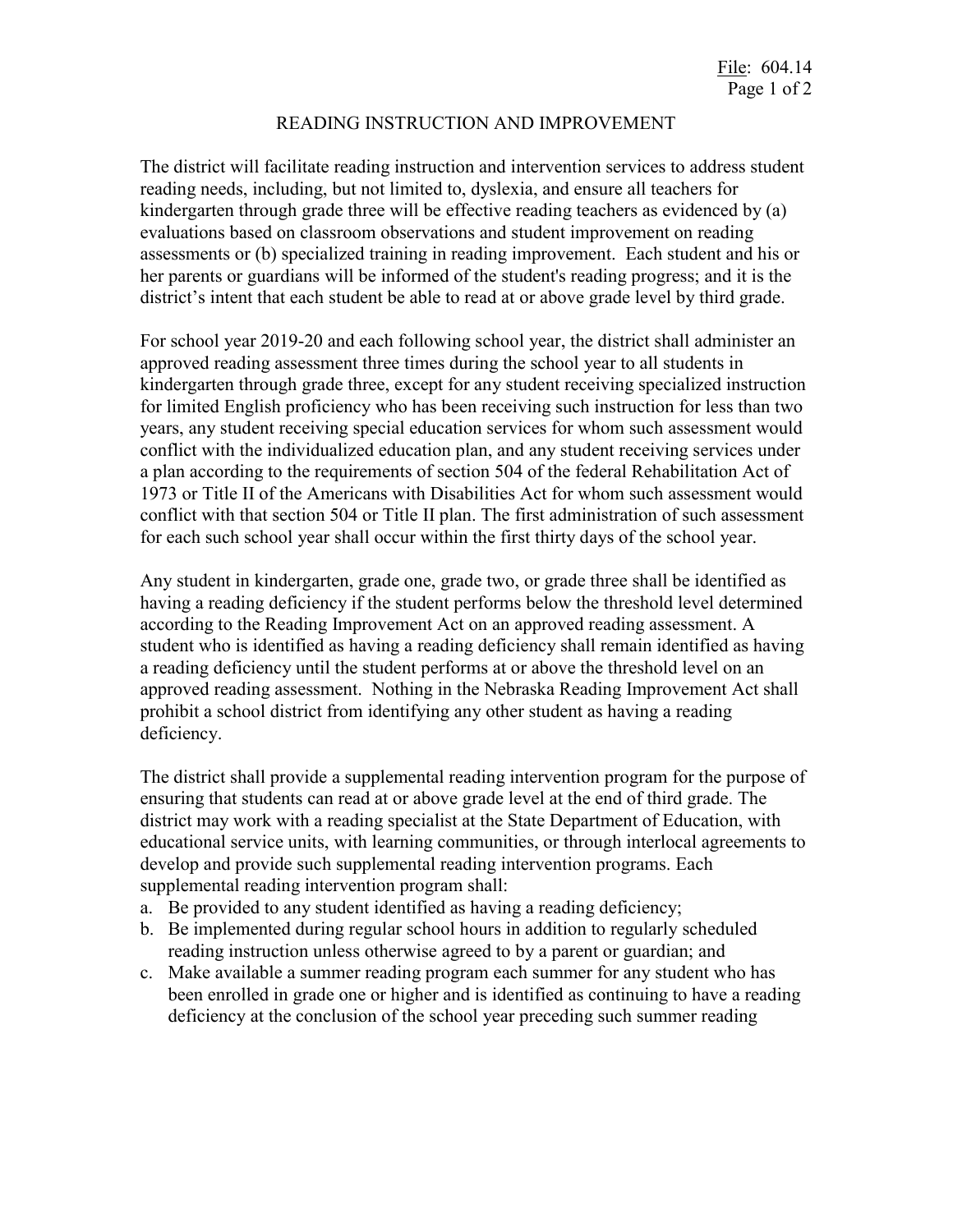# READING INSTRUCTION AND IMPROVEMENT

The district will facilitate reading instruction and intervention services to address student reading needs, including, but not limited to, dyslexia, and ensure all teachers for kindergarten through grade three will be effective reading teachers as evidenced by (a) evaluations based on classroom observations and student improvement on reading assessments or (b) specialized training in reading improvement. Each student and his or her parents or guardians will be informed of the student's reading progress; and it is the district's intent that each student be able to read at or above grade level by third grade.

For school year 2019-20 and each following school year, the district shall administer an approved reading assessment three times during the school year to all students in kindergarten through grade three, except for any student receiving specialized instruction for limited English proficiency who has been receiving such instruction for less than two years, any student receiving special education services for whom such assessment would conflict with the individualized education plan, and any student receiving services under a plan according to the requirements of section 504 of the federal Rehabilitation Act of 1973 or Title II of the Americans with Disabilities Act for whom such assessment would conflict with that section 504 or Title II plan. The first administration of such assessment for each such school year shall occur within the first thirty days of the school year.

Any student in kindergarten, grade one, grade two, or grade three shall be identified as having a reading deficiency if the student performs below the threshold level determined according to the Reading Improvement Act on an approved reading assessment. A student who is identified as having a reading deficiency shall remain identified as having a reading deficiency until the student performs at or above the threshold level on an approved reading assessment. Nothing in the Nebraska Reading Improvement Act shall prohibit a school district from identifying any other student as having a reading deficiency.

The district shall provide a supplemental reading intervention program for the purpose of ensuring that students can read at or above grade level at the end of third grade. The district may work with a reading specialist at the State Department of Education, with educational service units, with learning communities, or through interlocal agreements to develop and provide such supplemental reading intervention programs. Each supplemental reading intervention program shall:

a. Be provided to any student identified as having a reading deficiency;
b. Be implemented during regular school hours in addition to regularly scheduled reading instruction unless otherwise agreed to by a parent or guardian; and
c. Make available a summer reading program each summer for any student who has been enrolled in grade one or higher and is identified as continuing to have a reading deficiency at the conclusion of the school year preceding such summer reading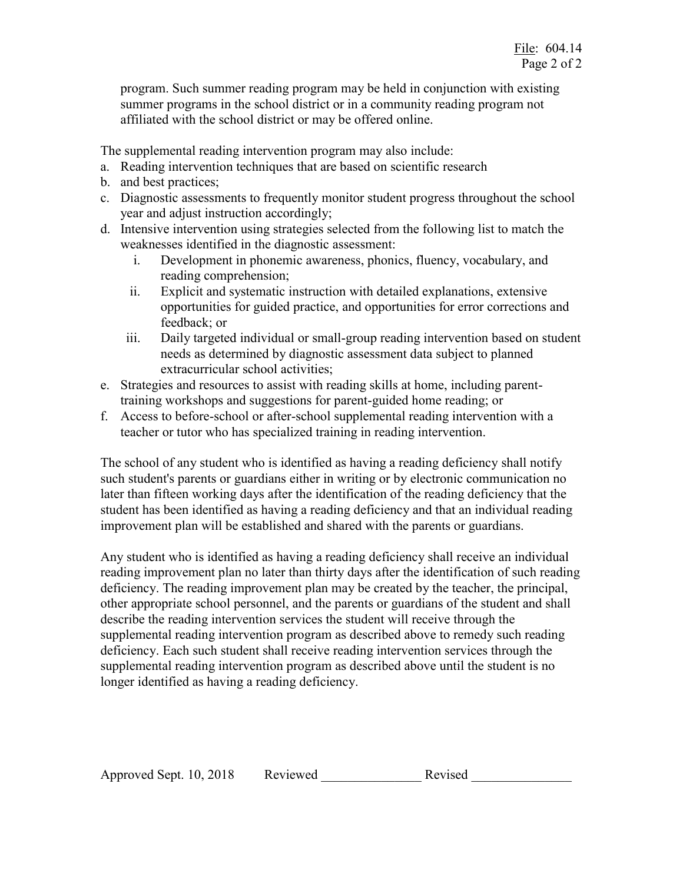program. Such summer reading program may be held in conjunction with existing summer programs in the school district or in a community reading program not affiliated with the school district or may be offered online.

The supplemental reading intervention program may also include:

a. Reading intervention techniques that are based on scientific research
b. and best practices;
c. Diagnostic assessments to frequently monitor student progress throughout the school year and adjust instruction accordingly;
d. Intensive intervention using strategies selected from the following list to match the weaknesses identified in the diagnostic assessment:
    i. Development in phonemic awareness, phonics, fluency, vocabulary, and reading comprehension;
    ii. Explicit and systematic instruction with detailed explanations, extensive opportunities for guided practice, and opportunities for error corrections and feedback; or
    iii. Daily targeted individual or small-group reading intervention based on student needs as determined by diagnostic assessment data subject to planned extracurricular school activities;
e. Strategies and resources to assist with reading skills at home, including parent-training workshops and suggestions for parent-guided home reading; or
f. Access to before-school or after-school supplemental reading intervention with a teacher or tutor who has specialized training in reading intervention.

The school of any student who is identified as having a reading deficiency shall notify such student's parents or guardians either in writing or by electronic communication no later than fifteen working days after the identification of the reading deficiency that the student has been identified as having a reading deficiency and that an individual reading improvement plan will be established and shared with the parents or guardians.

Any student who is identified as having a reading deficiency shall receive an individual reading improvement plan no later than thirty days after the identification of such reading deficiency. The reading improvement plan may be created by the teacher, the principal, other appropriate school personnel, and the parents or guardians of the student and shall describe the reading intervention services the student will receive through the supplemental reading intervention program as described above to remedy such reading deficiency. Each such student shall receive reading intervention services through the supplemental reading intervention program as described above until the student is no longer identified as having a reading deficiency.

Approved Sept. 10, 2018 Reviewed _______________ Revised _______________